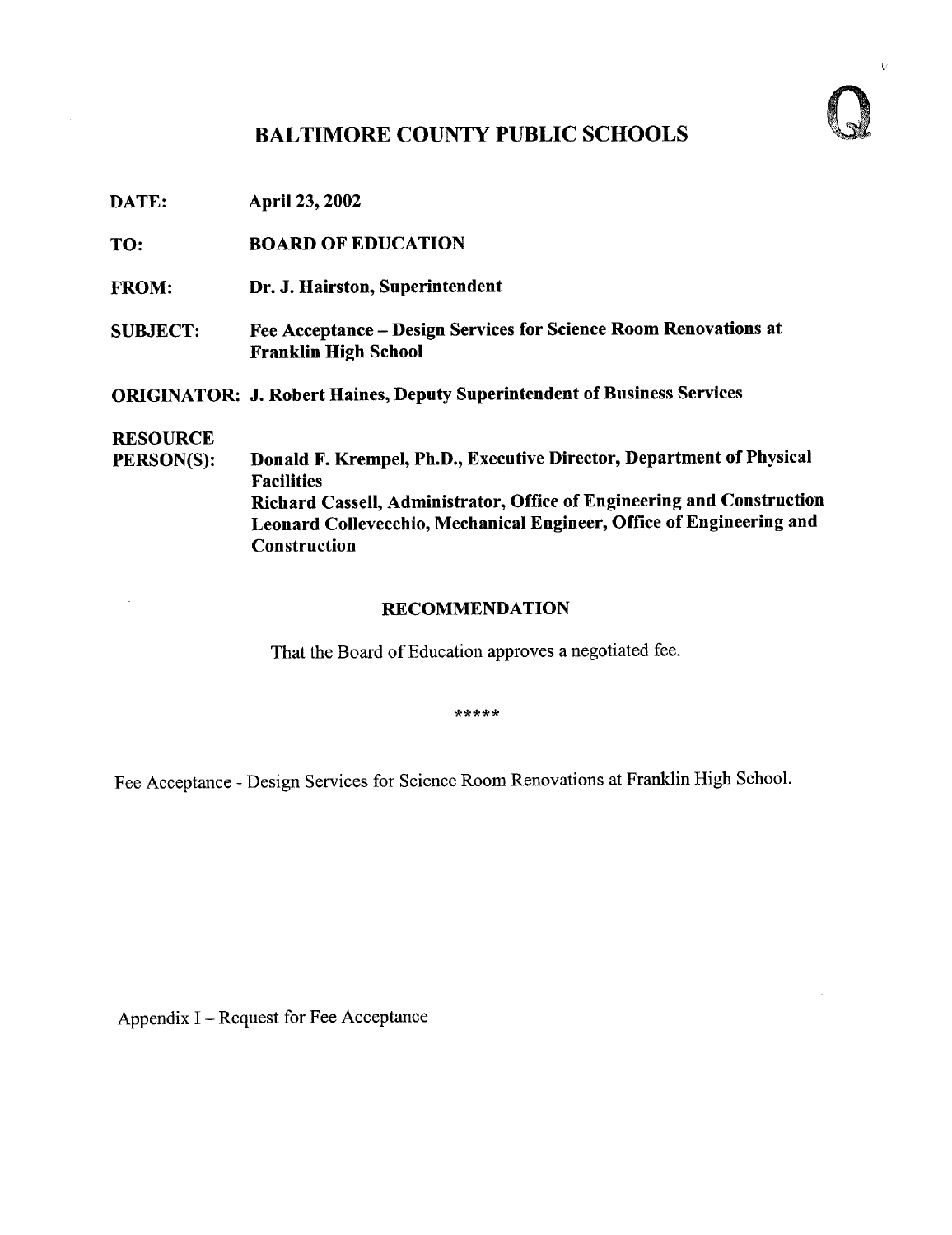# BALTIMORE COUNTY PUBLIC SCHOOLS

**DATE:** April 23, 2002

**TO:** BOARD OF EDUCATION

**FROM:** Dr. J. Hairston, Superintendent

**SUBJECT:** Fee Acceptance – Design Services for Science Room Renovations at Franklin High School

**ORIGINATOR:** J. Robert Haines, Deputy Superintendent of Business Services

**RESOURCE PERSON(S):** Donald F. Krempel, Ph.D., Executive Director, Department of Physical Facilities
Richard Cassell, Administrator, Office of Engineering and Construction
Leonard Collevecchio, Mechanical Engineer, Office of Engineering and Construction

## RECOMMENDATION

That the Board of Education approves a negotiated fee.

*****

Fee Acceptance - Design Services for Science Room Renovations at Franklin High School.

Appendix I – Request for Fee Acceptance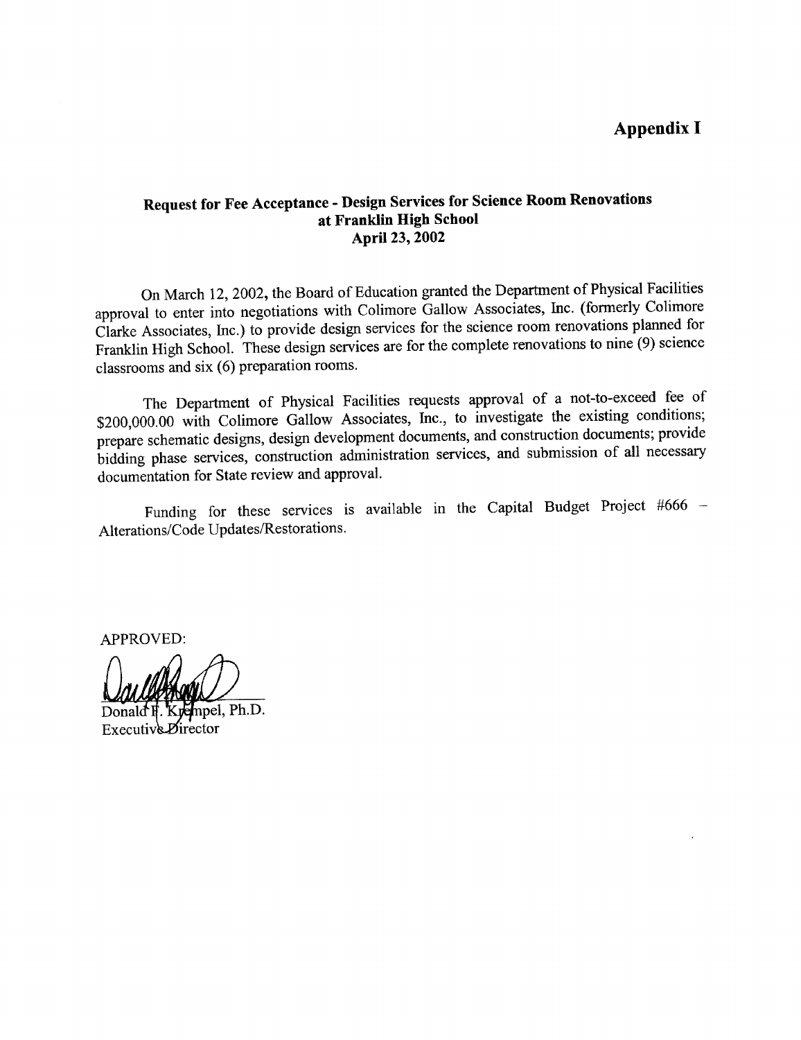# Appendix I

## Request for Fee Acceptance - Design Services for Science Room Renovations at Franklin High School April 23, 2002

On March 12, 2002, the Board of Education granted the Department of Physical Facilities approval to enter into negotiations with Colimore Gallow Associates, Inc. (formerly Colimore Clarke Associates, Inc.) to provide design services for the science room renovations planned for Franklin High School. These design services are for the complete renovations to nine (9) science classrooms and six (6) preparation rooms.

The Department of Physical Facilities requests approval of a not-to-exceed fee of $200,000.00 with Colimore Gallow Associates, Inc., to investigate the existing conditions; prepare schematic designs, design development documents, and construction documents; provide bidding phase services, construction administration services, and submission of all necessary documentation for State review and approval.

Funding for these services is available in the Capital Budget Project #666 – Alterations/Code Updates/Restorations.

APPROVED:

Donald F. Krempel, Ph.D.
Executive Director